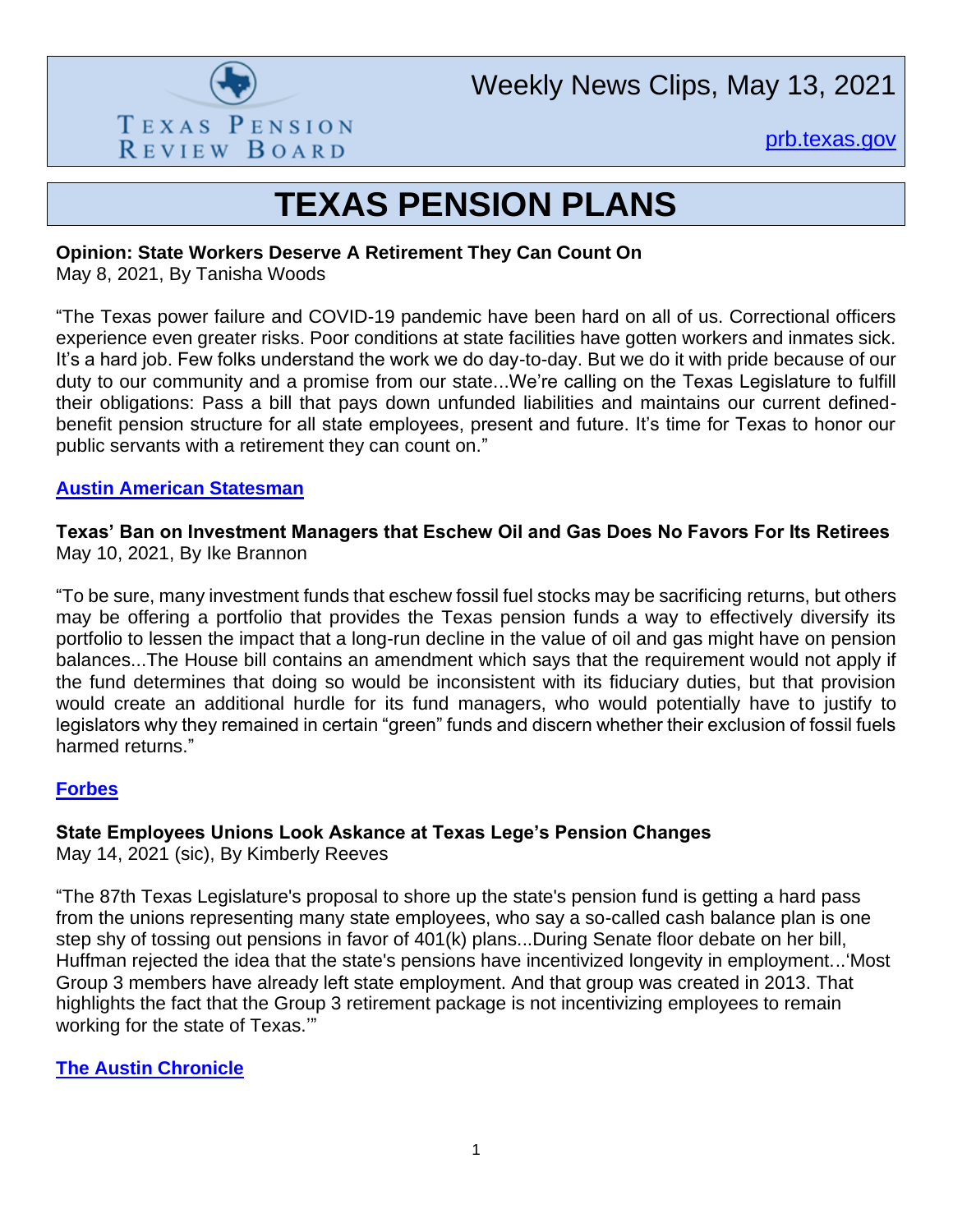Texas Pension Review Board

# Weekly News Clips, May 13, 2021

[prb.texas.gov](prb.texas.gov)

# TEXAS PENSION PLANS

**Opinion: State Workers Deserve A Retirement They Can Count On**
May 8, 2021, By Tanisha Woods

"The Texas power failure and COVID-19 pandemic have been hard on all of us. Correctional officers experience even greater risks. Poor conditions at state facilities have gotten workers and inmates sick. It's a hard job. Few folks understand the work we do day-to-day. But we do it with pride because of our duty to our community and a promise from our state...We're calling on the Texas Legislature to fulfill their obligations: Pass a bill that pays down unfunded liabilities and maintains our current defined-benefit pension structure for all state employees, present and future. It's time for Texas to honor our public servants with a retirement they can count on."

**Austin American Statesman**

**Texas' Ban on Investment Managers that Eschew Oil and Gas Does No Favors For Its Retirees**
May 10, 2021, By Ike Brannon

"To be sure, many investment funds that eschew fossil fuel stocks may be sacrificing returns, but others may be offering a portfolio that provides the Texas pension funds a way to effectively diversify its portfolio to lessen the impact that a long-run decline in the value of oil and gas might have on pension balances...The House bill contains an amendment which says that the requirement would not apply if the fund determines that doing so would be inconsistent with its fiduciary duties, but that provision would create an additional hurdle for its fund managers, who would potentially have to justify to legislators why they remained in certain "green" funds and discern whether their exclusion of fossil fuels harmed returns."

**Forbes**

**State Employees Unions Look Askance at Texas Lege's Pension Changes**
May 14, 2021 (sic), By Kimberly Reeves

"The 87th Texas Legislature's proposal to shore up the state's pension fund is getting a hard pass from the unions representing many state employees, who say a so-called cash balance plan is one step shy of tossing out pensions in favor of 401(k) plans...During Senate floor debate on her bill, Huffman rejected the idea that the state's pensions have incentivized longevity in employment...'Most Group 3 members have already left state employment. And that group was created in 2013. That highlights the fact that the Group 3 retirement package is not incentivizing employees to remain working for the state of Texas.'"

**The Austin Chronicle**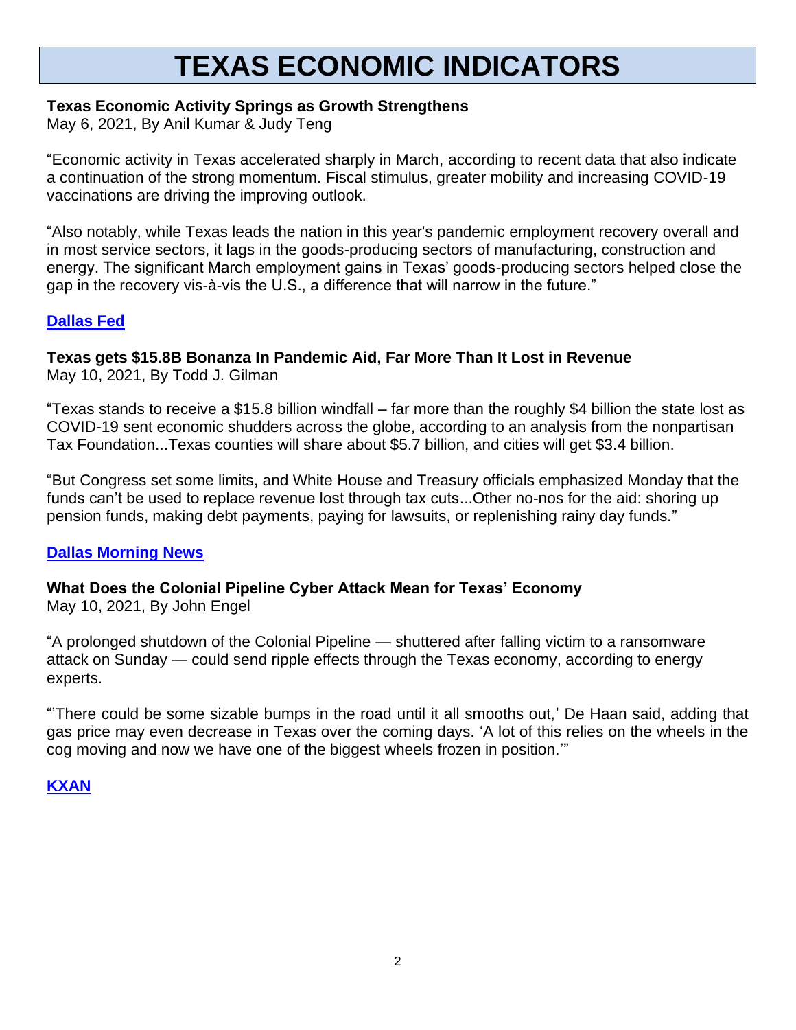# TEXAS ECONOMIC INDICATORS

**Texas Economic Activity Springs as Growth Strengthens**
May 6, 2021, By Anil Kumar & Judy Teng

"Economic activity in Texas accelerated sharply in March, according to recent data that also indicate a continuation of the strong momentum. Fiscal stimulus, greater mobility and increasing COVID-19 vaccinations are driving the improving outlook.

"Also notably, while Texas leads the nation in this year's pandemic employment recovery overall and in most service sectors, it lags in the goods-producing sectors of manufacturing, construction and energy. The significant March employment gains in Texas' goods-producing sectors helped close the gap in the recovery vis-à-vis the U.S., a difference that will narrow in the future."

**Dallas Fed**

**Texas gets $15.8B Bonanza In Pandemic Aid, Far More Than It Lost in Revenue**
May 10, 2021, By Todd J. Gilman

"Texas stands to receive a $15.8 billion windfall – far more than the roughly $4 billion the state lost as COVID-19 sent economic shudders across the globe, according to an analysis from the nonpartisan Tax Foundation...Texas counties will share about $5.7 billion, and cities will get $3.4 billion.

"But Congress set some limits, and White House and Treasury officials emphasized Monday that the funds can't be used to replace revenue lost through tax cuts...Other no-nos for the aid: shoring up pension funds, making debt payments, paying for lawsuits, or replenishing rainy day funds."

**Dallas Morning News**

**What Does the Colonial Pipeline Cyber Attack Mean for Texas' Economy**
May 10, 2021, By John Engel

"A prolonged shutdown of the Colonial Pipeline — shuttered after falling victim to a ransomware attack on Sunday — could send ripple effects through the Texas economy, according to energy experts.

"'There could be some sizable bumps in the road until it all smooths out,' De Haan said, adding that gas price may even decrease in Texas over the coming days. 'A lot of this relies on the wheels in the cog moving and now we have one of the biggest wheels frozen in position.'"

**KXAN**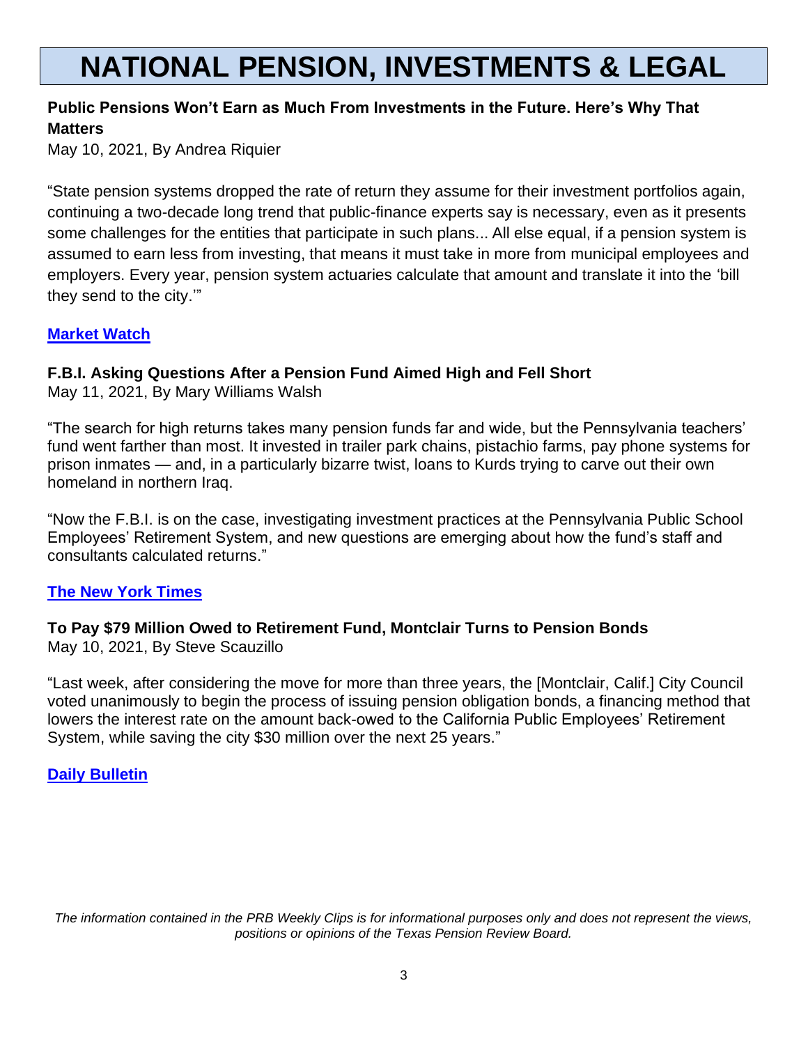# NATIONAL PENSION, INVESTMENTS & LEGAL

**Public Pensions Won't Earn as Much From Investments in the Future. Here's Why That Matters**

May 10, 2021, By Andrea Riquier

"State pension systems dropped the rate of return they assume for their investment portfolios again, continuing a two-decade long trend that public-finance experts say is necessary, even as it presents some challenges for the entities that participate in such plans... All else equal, if a pension system is assumed to earn less from investing, that means it must take in more from municipal employees and employers. Every year, pension system actuaries calculate that amount and translate it into the 'bill they send to the city.'"

**Market Watch**

**F.B.I. Asking Questions After a Pension Fund Aimed High and Fell Short**

May 11, 2021, By Mary Williams Walsh

"The search for high returns takes many pension funds far and wide, but the Pennsylvania teachers' fund went farther than most. It invested in trailer park chains, pistachio farms, pay phone systems for prison inmates — and, in a particularly bizarre twist, loans to Kurds trying to carve out their own homeland in northern Iraq.

"Now the F.B.I. is on the case, investigating investment practices at the Pennsylvania Public School Employees' Retirement System, and new questions are emerging about how the fund's staff and consultants calculated returns."

**The New York Times**

**To Pay $79 Million Owed to Retirement Fund, Montclair Turns to Pension Bonds**

May 10, 2021, By Steve Scauzillo

"Last week, after considering the move for more than three years, the [Montclair, Calif.] City Council voted unanimously to begin the process of issuing pension obligation bonds, a financing method that lowers the interest rate on the amount back-owed to the California Public Employees' Retirement System, while saving the city $30 million over the next 25 years."

**Daily Bulletin**

*The information contained in the PRB Weekly Clips is for informational purposes only and does not represent the views, positions or opinions of the Texas Pension Review Board.*